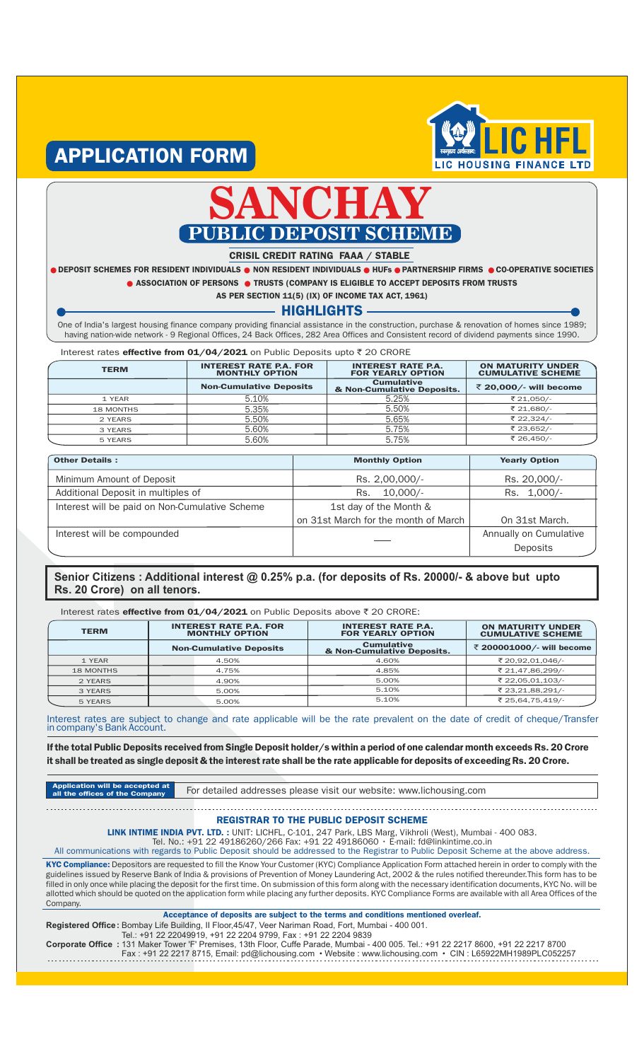# APPLICATION FORM

LIC HFL
LIC HOUSING FINANCE LTD

# SANCHAY

## PUBLIC DEPOSIT SCHEME

CRISIL CREDIT RATING FAAA / STABLE

- DEPOSIT SCHEMES FOR RESIDENT INDIVIDUALS
- NON RESIDENT INDIVIDUALS
- HUFs
- PARTNERSHIP FIRMS
- CO-OPERATIVE SOCIETIES
- ASSOCIATION OF PERSONS
- TRUSTS (COMPANY IS ELIGIBLE TO ACCEPT DEPOSITS FROM TRUSTS AS PER SECTION 11(5) (IX) OF INCOME TAX ACT, 1961)

## HIGHLIGHTS

One of India's largest housing finance company providing financial assistance in the construction, purchase & renovation of homes since 1989; having nation-wide network - 9 Regional Offices, 24 Back Offices, 282 Area Offices and Consistent record of dividend payments since 1990.

Interest rates **effective from 01/04/2021** on Public Deposits upto ₹ 20 CRORE

| TERM | INTEREST RATE P.A. FOR MONTHLY OPTION | INTEREST RATE P.A. FOR YEARLY OPTION | ON MATURITY UNDER CUMULATIVE SCHEME |
|---|---|---|---|
| | Non-Cumulative Deposits | Cumulative & Non-Cumulative Deposits. | ₹ 20,000/- will become |
| 1 YEAR | 5.10% | 5.25% | ₹ 21,050/- |
| 18 MONTHS | 5.35% | 5.50% | ₹ 21,680/- |
| 2 YEARS | 5.50% | 5.65% | ₹ 22,324/- |
| 3 YEARS | 5.60% | 5.75% | ₹ 23,652/- |
| 5 YEARS | 5.60% | 5.75% | ₹ 26,450/- |

| Other Details : | Monthly Option | Yearly Option |
|---|---|---|
| Minimum Amount of Deposit | Rs. 2,00,000/- | Rs. 20,000/- |
| Additional Deposit in multiples of | Rs. 10,000/- | Rs. 1,000/- |
| Interest will be paid on Non-Cumulative Scheme | 1st day of the Month & on 31st March for the month of March | On 31st March. |
| Interest will be compounded | — | Annually on Cumulative Deposits |

**Senior Citizens : Additional interest @ 0.25% p.a. (for deposits of Rs. 20000/- & above but upto Rs. 20 Crore) on all tenors.**

Interest rates **effective from 01/04/2021** on Public Deposits above ₹ 20 CRORE:

| TERM | INTEREST RATE P.A. FOR MONTHLY OPTION | INTEREST RATE P.A. FOR YEARLY OPTION | ON MATURITY UNDER CUMULATIVE SCHEME |
|---|---|---|---|
| | Non-Cumulative Deposits | Cumulative & Non-Cumulative Deposits. | ₹ 200001000/- will become |
| 1 YEAR | 4.50% | 4.60% | ₹ 20,92,01,046/- |
| 18 MONTHS | 4.75% | 4.85% | ₹ 21,47,86,299/- |
| 2 YEARS | 4.90% | 5.00% | ₹ 22,05,01,103/- |
| 3 YEARS | 5.00% | 5.10% | ₹ 23,21,88,291/- |
| 5 YEARS | 5.00% | 5.10% | ₹ 25,64,75,419/- |

Interest rates are subject to change and rate applicable will be the rate prevalent on the date of credit of cheque/Transfer in company's Bank Account.

**If the total Public Deposits received from Single Deposit holder/s within a period of one calendar month exceeds Rs. 20 Crore it shall be treated as single deposit & the interest rate shall be the rate applicable for deposits of exceeding Rs. 20 Crore.**

**Application will be accepted at all the offices of the Company** — For detailed addresses please visit our website: www.lichousing.com

### REGISTRAR TO THE PUBLIC DEPOSIT SCHEME

**LINK INTIME INDIA PVT. LTD. :** UNIT: LICHFL, C-101, 247 Park, LBS Marg, Vikhroli (West), Mumbai - 400 083.
Tel. No.: +91 22 49186260/266 Fax: +91 22 49186060 • E-mail: fd@linkintime.co.in

All communications with regards to Public Deposit should be addressed to the Registrar to Public Deposit Scheme at the above address.

**KYC Compliance:** Depositors are requested to fill the Know Your Customer (KYC) Compliance Application Form attached herein in order to comply with the guidelines issued by Reserve Bank of India & provisions of Prevention of Money Laundering Act, 2002 & the rules notified thereunder.This form has to be filled in only once while placing the deposit for the first time. On submission of this form along with the necessary identification documents, KYC No. will be allotted which should be quoted on the application form while placing any further deposits. KYC Compliance Forms are available with all Area Offices of the Company.

**Acceptance of deposits are subject to the terms and conditions mentioned overleaf.**

**Registered Office :** Bombay Life Building, II Floor,45/47, Veer Nariman Road, Fort, Mumbai - 400 001.
Tel.: +91 22 22049919, +91 22 2204 9799, Fax : +91 22 2204 9839

**Corporate Office :** 131 Maker Tower 'F' Premises, 13th Floor, Cuffe Parade, Mumbai - 400 005. Tel.: +91 22 2217 8600, +91 22 2217 8700
Fax : +91 22 2217 8715, Email: pd@lichousing.com • Website : www.lichousing.com • CIN : L65922MH1989PLC052257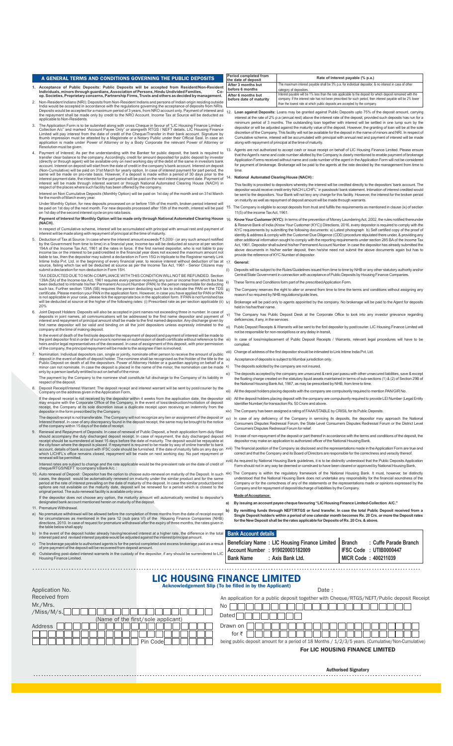## A GENERAL TERMS AND CONDITIONS GOVERNING THE PUBLIC DEPOSITS

1. **Acceptance of Public Deposits: Public Deposits will be accepted from Resident/Non-Resident Individuals, minors through guardians, Association of Persons, Hindu Undivided Families, Co-op. Societies, Proprietary concerns, Partnership Firms, Trusts and others as decided by management.**

2. Non-Resident Indians (NRI): Deposits from Non-Resident Indians and persons of Indian origin residing outside India would be accepted in accordance with the regulations governing the acceptance of deposits from NRIs. Deposits would be accepted for a maximum period of 3 years, from NRO account only. Payment of interest and the repayment shall be made only by credit to the NRO Account. Income Tax at Source will be deducted as applicable to Non-Residents.

3. The Application Form is to be submited along with cross Cheque in favour of "LIC Housing Finance Limited - Collection A/c" and marked "Account Payee Only" or alongwith RTGS / NEFT details. LIC Housing Finance Limited will pay interest from the date of credit of the Cheque/Transfer in their bank account. Signature by thumb impression must be attested by a Magistrate or a Notary Public under their Official Seal. In case an application is made under Power of Attorney or by a Body Corporate the relevant Power of Attorney or Resolution must be given.

4. Payment of Interest: As per the understanding with the Banker for public deposit, the bank is required to transfer clear balance to the company. Accordingly, credit for amount deposited for public deposit by investor (directly or through agent) will be available only on next working day of the debit of the same in investors bank account. Interest on deposit will start from the date of credit in the company's bank account. Interest on deposit (Non-Cumulative) will be paid on 31st March for yearly option. In case of interest payment for part period, the same will be made on pro-rata basis. However, if a deposit is made within a period of 30 days prior to the interest payment date, the interest for the part period will be paid on the next interest payment date. Payment of interest will be made through interest warrant or through National Automated Clearing House (NACH) in respect of the places where such facility has been offered by the company.

   Interest on Non Cumulative Deposits (Monthly Option) will be paid on 1st day of the month and on 31st March for the month of March every year.

   Under Monthly Option, for new deposits processed on or before 15th of the month, broken period interest will be paid on 1st day of the next month. For new deposits processed after 15th of the month, interest will be paid on 1st day of the second interest cycle on pro rata basis.

   **Payment of Interest for Monthly Option will be made only through National Automated Clearing House (NACH).**

   In respect of Cumulative scheme, interest will be accumulated with principal with annual rest and payment of interest will be made along with repayment of principal at the time of maturity.

5. Deduction of Tax at Source: In case where the interest amount exceeds ₹ 5,000/- (or any such amount notified by the Government from time to time) in a financial year, income-tax will be deducted at source at per section 194A of the Income Tax Act, 1961 at the rates in force. If the first named depositor, who is not liable to pay income tax or the interest to be paid/credited in the financial year does not exceed the maximum amount not liable to tax, then the depositor may submit a declaration in Form 15G in triplicate to the Registrar namely Link Intime India Pvt. Ltd. in the beginning of every financial year, to receive interest without deduction of tax at source, failing which tax will be deducted at source as per the Income Tax Act, 1961 - Senior Citizens may submit a declaration for non-deduction in Form 15H.

   TAX DEDUCTED DUE TO NON-COMPLIANCE WITH THIS CONDITION WILL NOT BE REFUNDED. Section 139A (5A) of the Income-tax Act, 1961 requires every person receiving any sum or income from which tax has been deducted to intimate his/her Permanent Account Number (PAN) to the person responsible for deducting such tax. Further section 139A (5B) requires the person deducting such tax to indicate the PAN on the TDS certificate. Please mention your PAN in the application form. However, in case you have applied for PAN or PAN is not applicable in your case, please tick the appropriate box in the application form. If PAN is not furnished tax will be deducted at source at the higher of the following rates: (i) Prescribed rate as per section applicable (ii) 20%

6. Joint Deposit Holders: Deposits will also be accepted in joint names not exceeding three in number. In case of deposits in joint names, all communications will be addressed to the first name depositor and payment of interest and repayment of principal amount shall be made to the first named depositor. Any discharge given by first name depositor will be valid and binding on all the joint depositors unless expressly intimated to the company at the time of making deposit.

   In the event of death of the first/sole depositor the repayment of deposit and payment of interest will be made to the joint depositor first in order of survivor/s nominee on submission of death certificate without reference to the heirs and/or legal representatives of the deceased. In case of assignment of this deposit, with prior permission of the company, the principal repayment will be made to the assignee if lien is involved.

7. Nomination: Individual depositors can, single or jointly, nominate other person to receive the amount of public deposit in the event of death of deposit holder. The nominee shall be recognised as the Holder of the title to the Public Deposit on death of all the depositors. Power of Attorney Holder or a guardian applying on behalf of a minor can not nominate. In case the deposit is placed in the name of the minor, the nomination can be made only by a person lawfully entitled to act on behalf of the minor.

   The payment by the Company to the nominee shall constitute full discharge to the Company of its liability in respect of the deposit.

8. Deposit Receipt/Interest Warrant: The deposit receipt and interest warrant will be sent by post/courier by the Company on the address given in the Application Form,

   If the deposit receipt is not received by the depositor within 4 weeks from the application date, the depositor may enquire with the Corporate Office of the Company. In the event of loss/destruction/mutilation of deposit receipt, the Company at its sole discretion issue a duplicate receipt upon receiving an indemnity from the depositor in the form prescribed by the Company.

   The deposit receipt is not transferable. The Company will not recognize any lien or assignment of the deposit or Interest thereof. In case of any discrepancy found in the deposit receipt, the same may be brought to the notice of the company within 15 days of the date of receipt.

9. Renewal and Repayment of Deposits: In case of renewal of Public Deposit, a fresh application form duly filled should accompany the duly discharged deposit receipt. In case of repayment, the duly discharged deposit receipt should be surrendered at least 15 days before the date of maturity. The deposit would be repayable at the city/town where the deposit is placed. If repayment is required to be made by way of online transfer to bank account, details of bank account with IFSC code should be furnished. If the date of maturity falls on any day on which LICHFL's office remains closed, repayment will be made on next working day. No part repayment or renewal will be permitted.

   Interest rates are subject to change and the rate applicable would be the prevalent rate on the date of credit of cheque/RTGS/NEFT to company's Bank A/c. :

10. Auto renewal of Deposit: Depositor has the option to choose auto-renewal on maturity of the Deposit. In such cases, the deposit would be automatically renewed on maturity under the similar product and for the same period at the rate of interest prevailing on the date of maturity of the deposit. In case the similar product/period options are not available on the maturity date, deposit will be renewed for a period which is closest to the original period. The auto-renewal facility is available only once.

    If the depositor does not choose any option, the maturity amount will automatically remitted to depositor's designated bank account mentioned herein on maturity of the deposit.

11. Premature Withdrawal.

a) No premature withdrawal will be allowed before the completion of three months from the date of receipt except for circumstances as mentioned in the para 12 (sub para VI) of the Housing Finance Companies (NHB) directions, 2010. In case of request for premature withdrawal after the expiry of three months, the rates given in the table below shall apply

| Period completed from the date of deposit | Rate of interest payable (% p.a.) |
|---|---|
| After 3 months but before 6 months | The maximum interest payable shall be 3% p.a. for individual depositor, & no interest in case of other category of depositors. |
| After 6 months but before date of maturity | Interest payable will be 1% less than the rate applicable to the deposit for which deposit remained with the company. If the interest rate has not been prescribed for such period, then interest payable will be 2% lower than the lowest rate at which public deposits are accepted by the company. |

b) In the event of the deposit holder already having/received interest at a higher rate, the difference in the total interest paid and revised interest payable would be adjusted against the interest/principal amount.

c) The brokerage payable to authorised agents is for the period completed and excess brokerage paid as a result of pre-payment of the deposit will be recovered from deposit amount.

d) Outstanding post-dated interest warrants in the custody of the depositor, if any should be surrendered to LIC Housing Finance Limited.

12. **Loan against Deposits:** Loans may be granted against Public Deposits upto 75% of the deposit amount, carrying interest at the rate of 2% p.a (annual rest) above the interest rate of the deposit, provided such deposits has run for a minimum period of 3 months. The outstanding loan together with interest will be settled in one lump sum by the depositor or will be adjusted against the maturity value of the deposit. However, the granting of loan will be at the sole discretion of the Company. This facility will not be available for the deposit in the name of minors and NRI. In respect of Cumulative scheme, interest will be accumulated with principal with annual rest and payment of interest will be made along with repayment of principal at the time of maturity.

13. Agents are not authorized to accept cash or issue receipt on behalf of LIC Housing Finance Limited. Please ensure that the Agent's name and code number allotted by the Company is clearly mentioned to enable payment of brokerage Application Forms received without name and code number of the agent in the Application Form will not be considered for payment of brokerage. Brokerage will be paid to the agents at the rate decided by the management from time to time.

14. **National Automated Clearing House (NACH) :**

    This facility is provided to depositors whereby the interest will be credited directly to the depositors' bank account. The depositor would receive credit entry NACH LICHFL" in passbook/ bank statement. Intimation of interest credited would be sent to the depositors. Your Bank will not levy any charge for this facility. However, the interest for the broken period on maturity as well as repayment of deposit amount will be made through warrants.

15. The Company is eligible to accept deposits from trust and fulfills the requirements as mentioned in clause (ix) of section 11(5) of the income Tax Act, 1961.

16. **Know Your Customer (KYC):** In terms of the prevention of Money Laundering Act, 2002, the rules notified thereunder & Reserve Bank of India (Know Your Customer (KYC)) Directions, 2016, every depositor is required to comply with the KYC requirements by submitting the following documents: a) Latest photograph b) Self certified copy of the proof of identity & address & comply with the Customer Due Diligence (CDD) procedure stipulated there under, & providing any other additional information sought to comply with the reporting requirements under section 285 BA of the Income Tax Act, 1961. Depositor shall submit his/her Permanent Account Number. In case the depositor has already submitted the above documents in his/her earlier deposit, then he/she need not submit the above documents again but has to provide the reference of KYC Number of depositor.

17. **General:**

(i) Deposits will be subject to the Rules/Guidelines issued from time to time by NHB or any other statutory authority and/or Central/State Government in connection with acceptance of Public Deposits by Housing Finance Companies.

ii) These Terms and Conditions form part of the prescribed Application Form.

iii) The Company reserves the right to alter or amend from time to time the terms and conditions without assigning any reason if so required by NHB regulations/guide lines,

iv) Brokerage will be paid only to agents appointed by the company. No brokerage will be paid to the Agent for deposits held in his/her/their name.

v) The Company has Public Deposit Desk at the Corporate Office to look into any investor grievance regarding deficiencies, if any, in the services.

vi) Public Deposit Receipts & Warrants will be sent to the first depositor by post/courier. LIC Housing Finance Limited will not be responsible for non-receipt/loss or any delay in transit,

vii) In case of loss/misplacement of Public Deposit Receipts / Warrants, relevant legal procedures will have to be complied.

viii) Change of address of the first depositor should be intimated to Link Intime India Pvt. Ltd.

ix) Acceptance of deposits is subject to Mumbai jurisdiction only.

x) The deposits solicited by the company are not insured.

xi) The deposits accepted by the company are unsecured & rank pari passu with other unsecured liabilities, save & except the floating charge created on the statutory liquid assets maintained in terms of sub-sections (1) & (2) of Section 29B of the National Housing Bank Act, 1987, as may be prescribed by NHB, from time to time.

xii) All the deposit holders placing deposits with the company are compulsorily required to mention PAN/GIR No.

xiii) All the deposit holders placing deposit with the company are compulsorily required to provide LEI Number (Legal Entity Identifier Number) for transaction Rs. 50 Crore and above.

xiv) The Company has been assigned a rating of FAAA/STABLE by CRISIL for its Public Deposits.

xv) In case of any deficiency of the Company in servicing its deposits, the depositor may approach the National Consumers Disputes Redressal Forum, the State Level Consumers Disputes Redressal Forum or the District Level Consumers Disputes Redressal Forum for relief.

xvi) In case of non-repayment of the deposit or part thereof in accordance with the terms and conditions of the deposit, the depositor may make an application to authorized officer of the National Housing Bank.

xvii) The financial position of the Company as disclosed and the representations made in the Application Form are true and correct and that the Company and its Board of Directors are responsible for the correctness and veracity thereof.

xviii) As required by National Housing Bank guidelines, it is to be distinctly understood that the Public Deposits Application Form should not in any way be deemed or construed to have been cleared or approved by National Housing Bank,

xix) The Company is within the regulatory framework of the National Housing Bank. It must, however, be distinctly understood that the National Housing Bank does not undertake any responsibility for the financial soundness of the Company or for the correctness of any of the statements or the representations made or opinions expressed by the Company and for repayment of deposit/discharge of liabilities by the Company.

**Mode of Acceptance:**

**a) By issuing an account payee cheque favouring "LIC Housing Finance Limited-Collection A/C."**

**b) By remitting funds through NEFT/RTGS or fund transfer. In case the total Public Deposit received from a Single Deposit holder/s within a period of one calendar month becomes Rs. 20 Crs. or more the Deposit rates for the New Deposit shall be the rates applicable for Deposits of Rs. 20 Crs. & above.**

**Bank Account details**

| | |
|---|---|
| **Beneficiary Name : LIC Housing Finance Limited** | **Branch : Cuffe Parade Branch** |
| **Account Number : 919020003182009** | **IFSC Code : UTIB0000447** |
| **Bank Name : Axis Bank Ltd.** | **MICR Code : 400211039** |

---

# LIC HOUSING FINANCE LIMITED

**Acknowledgement Slip (To be filled in by the Applicant)**

Application No.

Received from

Mr./Mrs./Miss/M/s.

(Name of the first/sole applicant)

Address

Pin Code

Date :

An application for a public deposit together with Cheque/RTGS/NEFT/Public deposit Receipt

No

Dated

Drawn on

for ₹

being public deposit amount for a period of 18 Months / 1/2/3/5 years. (Cumulative/Non-Cumulative)

**For LIC HOUSING FINANCE LIMITED**

**Authorised Signatory**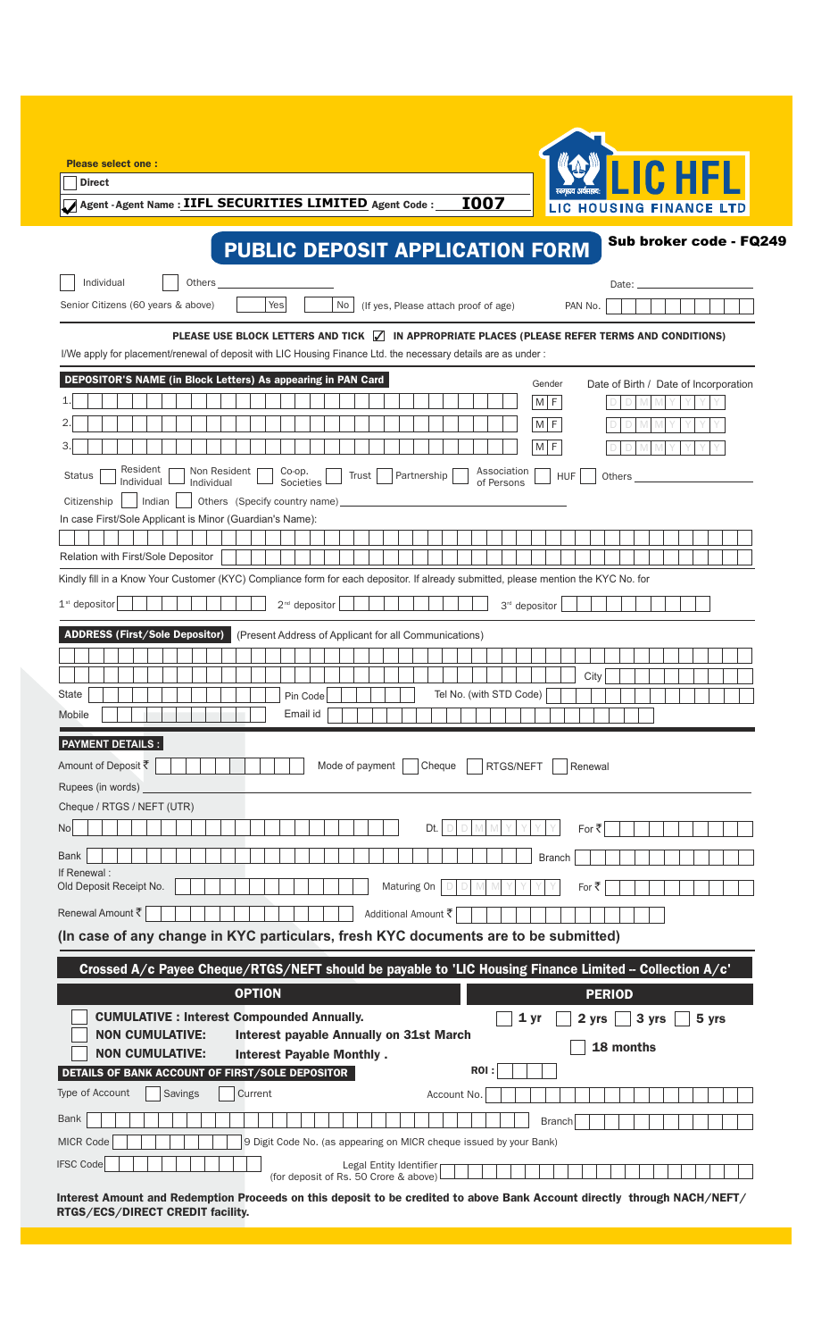Please select one :

☐ Direct

☑ Agent - Agent Name : **IIFL SECURITIES LIMITED** Agent Code : **I007**

LIC HFL
LIC HOUSING FINANCE LTD

# PUBLIC DEPOSIT APPLICATION FORM

**Sub broker code - FQ249**

☐ Individual ☐ Others ____________ Date: ____________

Senior Citizens (60 years & above) ☐ Yes ☐ No (If yes, Please attach proof of age) PAN No. ☐☐☐☐☐☐☐☐☐☐

**PLEASE USE BLOCK LETTERS AND TICK ☑ IN APPROPRIATE PLACES (PLEASE REFER TERMS AND CONDITIONS)**

I/We apply for placement/renewal of deposit with LIC Housing Finance Ltd. the necessary details are as under :

## DEPOSITOR'S NAME (in Block Letters) As appearing in PAN Card

| | Name | Gender | Date of Birth / Date of Incorporation |
|---|---|---|---|
| 1. | | M F | D D M M Y Y Y Y |
| 2. | | M F | D D M M Y Y Y Y |
| 3. | | M F | D D M M Y Y Y Y |

Status ☐ Resident Individual ☐ Non Resident Individual ☐ Co-op. Societies ☐ Trust ☐ Partnership ☐ Association of Persons ☐ HUF ☐ Others ____________

Citizenship ☐ Indian ☐ Others (Specify country name) ____________

In case First/Sole Applicant is Minor (Guardian's Name):

Relation with First/Sole Depositor

Kindly fill in a Know Your Customer (KYC) Compliance form for each depositor. If already submitted, please mention the KYC No. for

1st depositor ____________ 2nd depositor ____________ 3rd depositor ____________

## ADDRESS (First/Sole Depositor)

(Present Address of Applicant for all Communications)

City

State Pin Code Tel No. (with STD Code)

Mobile Email id

## PAYMENT DETAILS :

Amount of Deposit ₹ ____________ Mode of payment ☐ Cheque ☐ RTGS/NEFT ☐ Renewal

Rupees (in words) ____________

Cheque / RTGS / NEFT (UTR)

No ____________ Dt. D D M M Y Y Y Y For ₹ ____________

Bank ____________ Branch ____________

If Renewal :
Old Deposit Receipt No. ____________ Maturing On D D M M Y Y Y Y For ₹ ____________

Renewal Amount ₹ ____________ Additional Amount ₹ ____________

**(In case of any change in KYC particulars, fresh KYC documents are to be submitted)**

**Crossed A/c Payee Cheque/RTGS/NEFT should be payable to 'LIC Housing Finance Limited – Collection A/c'**

| OPTION | PERIOD |
|---|---|
| ☐ **CUMULATIVE : Interest Compounded Annually.** | ☐ 1 yr ☐ 2 yrs ☐ 3 yrs ☐ 5 yrs |
| ☐ **NON CUMULATIVE: Interest payable Annually on 31st March** | ☐ 18 months |
| ☐ **NON CUMULATIVE: Interest Payable Monthly .** | |

**ROI :** ____________

## DETAILS OF BANK ACCOUNT OF FIRST/SOLE DEPOSITOR

Type of Account ☐ Savings ☐ Current Account No. ____________

Bank ____________ Branch ____________

MICR Code ____________ 9 Digit Code No. (as appearing on MICR cheque issued by your Bank)

IFSC Code ____________ Legal Entity Identifier (for deposit of Rs. 50 Crore & above) ____________

**Interest Amount and Redemption Proceeds on this deposit to be credited to above Bank Account directly through NACH/NEFT/ RTGS/ECS/DIRECT CREDIT facility.**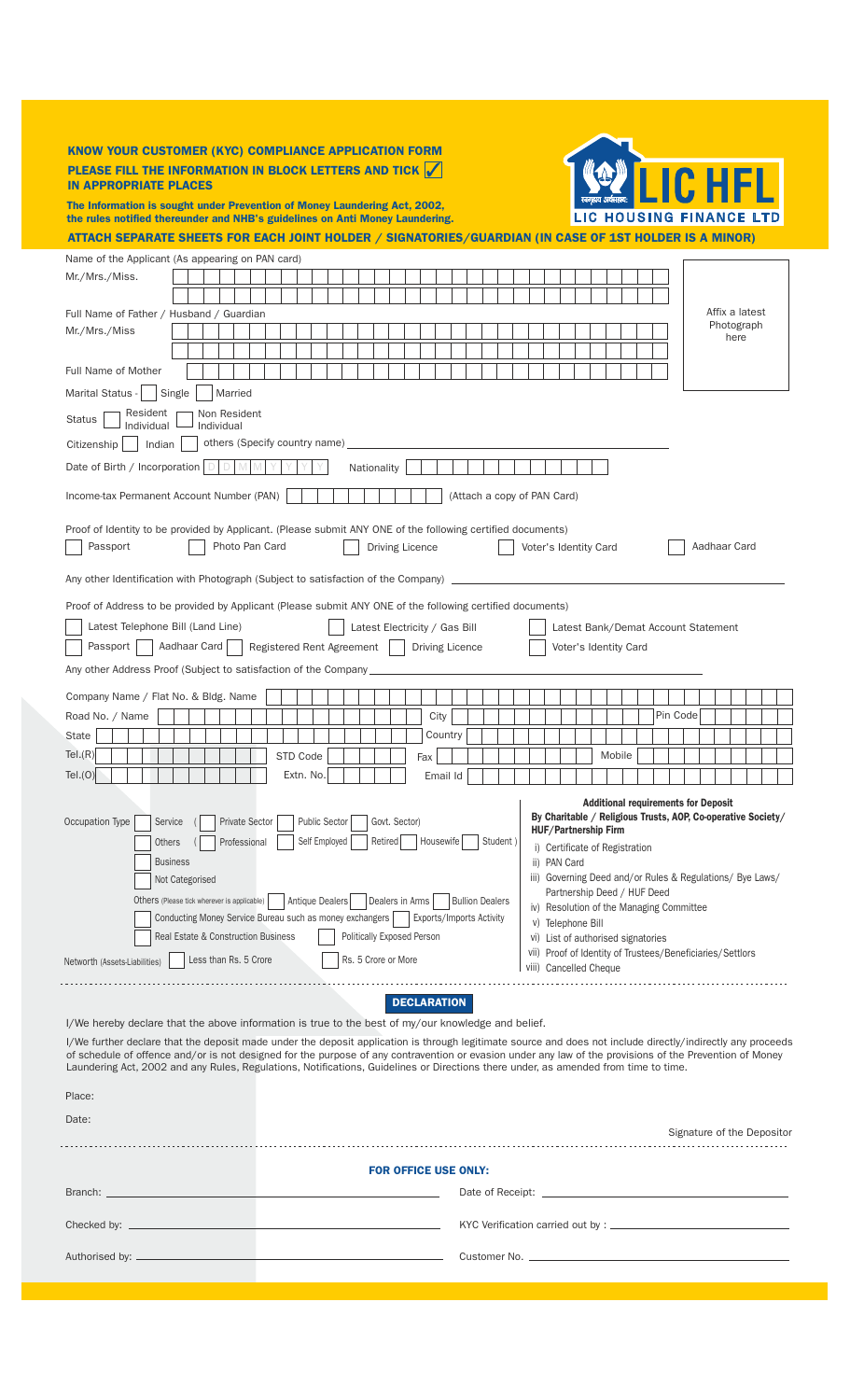# KNOW YOUR CUSTOMER (KYC) COMPLIANCE APPLICATION FORM

**PLEASE FILL THE INFORMATION IN BLOCK LETTERS AND TICK ☑ IN APPROPRIATE PLACES**

**The Information is sought under Prevention of Money Laundering Act, 2002, the rules notified thereunder and NHB's guidelines on Anti Money Laundering.**

LIC HFL
LIC HOUSING FINANCE LTD

**ATTACH SEPARATE SHEETS FOR EACH JOINT HOLDER / SIGNATORIES/GUARDIAN (IN CASE OF 1ST HOLDER IS A MINOR)**

Name of the Applicant (As appearing on PAN card)
Mr./Mrs./Miss.

Affix a latest Photograph here

Full Name of Father / Husband / Guardian
Mr./Mrs./Miss

Full Name of Mother

Marital Status - ☐ Single ☐ Married

Status ☐ Resident Individual ☐ Non Resident Individual

Citizenship ☐ Indian ☐ others (Specify country name) ____________

Date of Birth / Incorporation D D M M Y Y Y Y   Nationality

Income-tax Permanent Account Number (PAN)   (Attach a copy of PAN Card)

Proof of Identity to be provided by Applicant. (Please submit ANY ONE of the following certified documents)

☐ Passport ☐ Photo Pan Card ☐ Driving Licence ☐ Voter's Identity Card ☐ Aadhaar Card

Any other Identification with Photograph (Subject to satisfaction of the Company) ____________

Proof of Address to be provided by Applicant (Please submit ANY ONE of the following certified documents)

☐ Latest Telephone Bill (Land Line) ☐ Latest Electricity / Gas Bill ☐ Latest Bank/Demat Account Statement
☐ Passport ☐ Aadhaar Card ☐ Registered Rent Agreement ☐ Driving Licence ☐ Voter's Identity Card

Any other Address Proof (Subject to satisfaction of the Company ____________

Company Name / Flat No. & Bldg. Name

Road No. / Name   City   Pin Code

State   Country

Tel.(R)   STD Code   Fax   Mobile

Tel.(O)   Extn. No.   Email Id

Occupation Type ☐ Service ( ☐ Private Sector ☐ Public Sector ☐ Govt. Sector)
☐ Others ( ☐ Professional ☐ Self Employed ☐ Retired ☐ Housewife ☐ Student )
☐ Business
☐ Not Categorised

Others (Please tick wherever is applicable) ☐ Antique Dealers ☐ Dealers in Arms ☐ Bullion Dealers
☐ Conducting Money Service Bureau such as money exchangers ☐ Exports/Imports Activity
☐ Real Estate & Construction Business ☐ Politically Exposed Person

Networth (Assets-Liabilities) ☐ Less than Rs. 5 Crore ☐ Rs. 5 Crore or More

**Additional requirements for Deposit**
**By Charitable / Religious Trusts, AOP, Co-operative Society/ HUF/Partnership Firm**

i) Certificate of Registration
ii) PAN Card
iii) Governing Deed and/or Rules & Regulations/ Bye Laws/ Partnership Deed / HUF Deed
iv) Resolution of the Managing Committee
v) Telephone Bill
vi) List of authorised signatories
vii) Proof of Identity of Trustees/Beneficiaries/Settlors
viii) Cancelled Cheque

## DECLARATION

I/We hereby declare that the above information is true to the best of my/our knowledge and belief.

I/We further declare that the deposit made under the deposit application is through legitimate source and does not include directly/indirectly any proceeds of schedule of offence and/or is not designed for the purpose of any contravention or evasion under any law of the provisions of the Prevention of Money Laundering Act, 2002 and any Rules, Regulations, Notifications, Guidelines or Directions there under, as amended from time to time.

Place:

Date:

Signature of the Depositor

## FOR OFFICE USE ONLY:

Branch: ____________   Date of Receipt: ____________

Checked by: ____________   KYC Verification carried out by : ____________

Authorised by: ____________   Customer No. ____________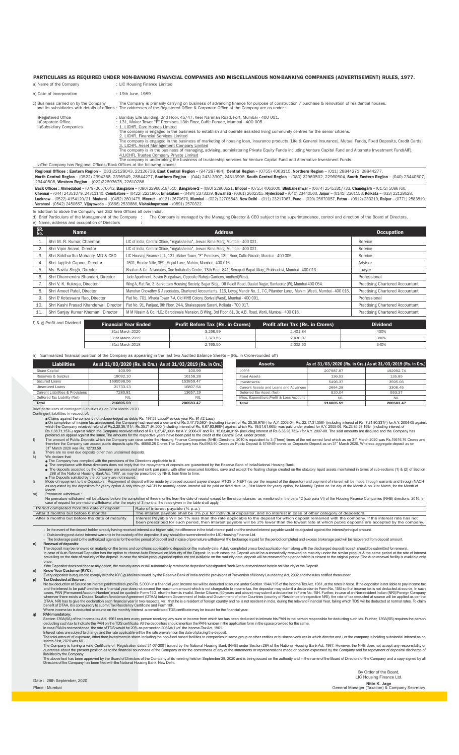# PARTICULARS AS REQUIRED UNDER NON-BANKING FINANCIAL COMPANIES AND MISCELLANEOUS NON-BANKING COMPANIES (ADVERTISEMENT) RULES, 1977.

a) Name of the Company : LIC Housing Finance Limited

b) Date of Incorporation : 19th June, 1989

c) Business carried on by the Company and its subsidiaries with details of offices : The Company is primarily carrying on business of advancing finance for purpose of construction / purchase & renovation of residential houses. The addresses of the Registered Office & Corporate Office of the Company are as under :-

i)Registered Office : Bombay Life Building, 2nd Floor, 45/47, Veer Nariman Road, Fort, Mumbai - 400 001.

ii)Corporate Office : 131, Maker Tower "F" Premises 13th Floor, Cuffe Parade, Mumbai - 400 005.

iii)Subsidiary Companies :

1. LICHFL Care Homes Limited
The company is engaged in the business to establish and operate assisted living community centres for senior citizens.

2. LICHFL Financial Services Limited
The company is engaged in the business of marketing of housing loan, insurance products (Life & General Insurance), Mutual Funds, Fixed Deposits, Credit Cards.

3. LICHFL Asset Management Company Limited
The company is in the business of managing, advising, administering Private Equity Funds including Venture Capital Fund and Alternate Investment Fund(AIF).

4.LICHFL Trustee Company Private Limited
The company is undertaking the business of trusteeship services for Venture Capital Fund and Alternative Investment Funds.

iv)The Company has Regional Offices/Back Offices at the following places:

**Regional Offices : Eastern Region** – (033)22128043, 22126738, **East Central Region** – (947287484), **Central Region** – (0755) 4063115, **Northern Region** – (011) 28844271, 28844277, **North Central Region** – (0522) 2394358, 2396949, 28844277, **Southern Region** – (044) 24313907, 24313906, **South Central Region** – (080) 22960502, 22960504, **South Eastern Region** – (040) 23440507, 23440508, **Western Region** – (022)22693675, 22610286.

**Back Offices : Ahmedabad** – (079) 26576643, **Bangalore** – (080) 22960518/510, **Bangalore-2** – (080) 22960521, **Bhopal** – (0755) 4063000, **Bhubaneshwar** – (0674) 2545331/733, **Chandigarh** – (0172) 5086760, **Chennai** – (044) 24351079, 24311140, **Coimbatore** – (0422) 2221805, **Ernakulam** – (0484) 2373339, **Guwahati** - (0361) 2602315, **Hyderabad** – (040) 23440500, **Jaipur** – (0141) 2361153, **Kolkata** – (033) 22128628, **Lucknow** – (0522) 4154120/21, **Madurai** – (0452) 2601479, **Meerut** – (0121) 2670670, **Mumbai** – (022) 22705543, **New Delhi** – (011) 23217067, **Pune** – (020) 25670057, **Patna** – (0612) 233219, **Raipur** – (0771) 2583819, **Varanasi** - (0542) 2450657, **Vijayawada** – (0866) 2533886, **Vishakhapatnam** – (0891) 2570322.

In addition to above the Company has 282 Area Offices all over India.

d) Brief Particulars of the Management of the Company : The Company is managed by the Managing Director & CEO subject to the superintendence, control and direction of the Board of Directors.

e) Name, address and occupation of Directors :

| SR. No. | Name | Address | Occupation |
|---|---|---|---|
| 1. | Shri M. R. Kumar, Chairman | LIC of India, Central Office, "Yogakshema", Jeevan Bima Marg, Mumbai - 400 021. | Service |
| 2. | Shri Vipin Anand, Director | LIC of India, Central Office, "Yogakshema", Jeevan Bima Marg, Mumbai - 400 021. | Service |
| 3. | Shri Siddhartha Mohanty, MD & CEO | LIC Housing Finance Ltd., 131, Maker Tower, "F" Premises, 13th Floor, Cuffe Parade, Mumbai - 400 005. | Service |
| 4. | Shri Jagdish Capoor, Director | 1601, Brooke Ville, 359, Mogul Lane, Mahim, Mumbai - 400 016. | Advisor |
| 5. | Ms. Savita Singh, Director | Khaitan & Co. Advocates, One Indiabulls Centre, 13th Floor, 841, Senapati Bapat Marg, Prabhadevi, Mumbai - 400 013. | Lawyer |
| 6. | Shri Dharmendra Bhandari, Director | Jade Apartment, Seven Bungalows, Opposite Raheja Gardens, Andheri(West). | Professional |
| 7. | Shri V. K. Kukreja, Director | Wing-A, Flat No. 3, Sarvottam Housing Society, Sagar Bldg., Off Releif Road, Daulat Nagar, Santacruz (W), Mumbai-400 054. | Practising Chartered Accountant |
| 8. | Shri Ameet Patel, Director | Manohar Chowdhry & Associates, Chartered Accountants, 116, Udyog Mandir No. 1, 7-C, Pitamber Lane, Mahim (West), Mumbai - 400 016. | Practising Chartered Accountant |
| 9. | Shri P. Koteswara Rao, Director | Flat No. 701, Mhada Tower 7-A, Old MHB Colony, Borivali(West), Mumbai - 400 091. | Professional |
| 10. | Shri Kashi Prasad Khandelwal, Director | Flat No. 91, Parijaat, 9th Floor, 24-A, Shakespeare Sarani, Kolkata - 700 017. | Practising Chartered Accountant |
| 11. | Shri Sanjay Kumar Khemani, Director | M M Nissim & Co. H.O.: Barodawala Mansion, B Wing, 3rd Floor, 81, Dr. A.B. Road, Worli, Mumbai - 400 018. | Practising Chartered Accountant |

f) & g) Profit and Dividend

| Financial Year Ended | Profit Before Tax (Rs. in Crores) | Profit after Tax (Rs. in Crores) | Dividend |
|---|---|---|---|
| 31st March 2020 | 3,268.99 | 2,401.84 | 400% |
| 31st March 2019 | 3,379.56 | 2,430.97 | 380% |
| 31st March 2018 | 2,765.50 | 2,002.50 | 340% |

h) Summarized financial position of the Company as appearing in the last two Audited Balance Sheets – (Rs. in Crore-rounded off)

| Liabilities | As at 31/03/2020 (Rs. in Crs.) | As at 31/03/2019 (Rs. in Crs.) |
|---|---|---|
| Share Capital | 100.99 | 100.99 |
| Reserves & Surplus | 18092.10 | 16158.28 |
| Secured Loans | 169598.56 | 153859.47 |
| Unsecured Loans | 21733.13 | 16807.54 |
| Current Liabilities & Provisions | 7280.81 | 13657.19 |
| Deffered Tax Liability (Net) | NIL | NIL |
| **Total** | **216805.59** | **200583.47** |

| Assets | As at 31/03/2020 (Rs. in Crs.) | As at 31/03/2019 (Rs. in Crs.) |
|---|---|---|
| Loans | 207987.97 | 192992.74 |
| Fixed Assets | 136.93 | 135.85 |
| Investments | 5496.37 | 3595.06 |
| Current Assets and Loans and Advances | 2664.28 | 3306.45 |
| Deferred Tax Asset (Net) | 520.04 | 553.37 |
| Misc. Expenditure,Profit & Loss Account | NIL | NIL |
| **Total** | **216805.59** | **200583.47** |

Brief particulars of contingent Liabilities as on 31st March 2020.

Contingent liabilities in respect of:

- Claims against the company not acknowledged as debts Rs. 197.53 Lacs(Previous year Rs. 91.42 Lacs).
- On completion of income tax assessment, the Company had received a demand of Rs.3,47,75,580/- (including interest of Rs. 20,38,978/-) for A.Y. 2003-04, Rs. 22,17,31,358/- (including interest of Rs. 7,21,90,337/-) for A.Y. 2004-05 against which the Company received refund of Rs.2,20,38,111/-, Rs.35,71,94,000 (including interest of Rs. 6,67,93,988/-) against which Rs. 19,51,61,665/- was paid under protest for A.Y. 2005-06, Rs.23,85,58,159/- (including interest of Rs.1,38,71,157/-) against which the Company received refund of Rs.1,37,47,393/- for A.Y. 2006-07 and Rs. 15,03,40,015/- (including interest of Rs 6,33,93,732/-) for A.Y. 2007-08. The said amounts are disputed and the Company has preferred an appeal against the same.The amounts for the respective years have been paid to the credit of the Central Govt. under protest.

i) The amount of Public Deposits which the Company can raise under the Housing Finance Companies (NHB) Directions, 2010 is equivalent to 3 (Three) times of the net owned fund which as on 31st March 2020 was Rs.15616.76 Crores and therefore the Company can accept public deposits upto Rs. 46850.28 Crores.The Company has Rs.6983.90 Crores as Public Deposit & 5749.69 crores as Corporate Deposit as on 31st March 2020. Whereas aggregate deposit as on 31st March 2020 was Rs. 12733.59.

j) There are no over due deposits other than unclaimed deposits.

k) We declare that:

- The Company has complied with the provisions of the Directions applicable to it.
- The compliance with these directions does not imply that the repayments of deposits are guaranteed by the Reserve Bank of India/National Housing Bank.
- The deposits accepted by the Company are unsecured and rank pari passu with other unsecured liabilities, save and except the floating charge created on the statutory liquid assets maintained in terms of sub-sections (1) & (2) of Section 29B of the National Housing Bank Act, 1987, as may be prescribed by NHB, from time to time.
- The Deposits solicited by the company are not insured.

l) Mode of repayment to the Depositors : Repayment of deposit will be made by crossed account payee cheque, RTGS or NEFT (as per the request of the depositor) and payment of interest will be made through warrants and through NACH as requested by the depositors for yearly option & only through NACH for monthly option. Interest will be paid on fixed date i.e., 31st March for yearly option, for Monthly Option on 1st day of the Month & on 31st March, for the Month of March.

m) Premature withdrawal :
No premature withdrawal will be allowed before the completion of three months from the date of receipt except for the circumstances as mentioned in the para 12 (sub para VI) of the Housing Finance Companies (NHB) directions, 2010. In case of request for pre-mature withdrawal after the expiry of 3 months, the rates given in the table shall apply:

| Period completed from the date of deposit | Rate of interest payable (% p.a.) |
|---|---|
| After 3 months but before 6 months | The interest payable shall be 3% p.a for individual depositor, and no interest in case of other category of depositors. |
| After 6 months but before the date of maturity | Interest Payable Will be 1% less than the rate applicable to the deposit for which deposit remained with the company. If the interest rate has not been prescribed for such period, then interest payable will be 2% lower than the lowest rate at which public deposits are accepted by the company. |

- In the event of the deposit holder already having received interest at a higher rate, the difference in the total interest paid and the revised interest payable would be adjusted against the interest/principal amount.
- Outstanding post-dated interest warrants in the custody of the depositor, if any, should be surrendered to the LIC Housing Finance Ltd.
- The brokerage paid to the authorized agents is for the entire period of deposit and in case of premature withdrawal, the brokerage is paid for the period completed and excess brokerage paid will be recovered from deposit amount.

n) **Renewal of deposits:**
The deposit may be renewed on maturity on the terms and conditions applicable to deposits on the maturity date. A duly completed prescribed application form along with the discharged deposit receipt should be submitted for renewal.
In case of Auto Renewal Depositor has the option to choose Auto Renewal on Maturity of the Deposit. In such cases the Deposit would be automatically renewed on maturity under the similar product & the same period at the rate of interest prevailing on the date of maturity of the deposit. In case the similar product/period option are not available on the maturity date, deposit will be renewed for a period which is closest to the original period. The Auto renewal facility is available only once.
If the Depositor does not choose any option, the maturity amount will automatically remitted to depositor's designated Bank Account mentioned herein on Maturity of the Deposit.

o) **Know Your Customer (KYC) :**
Every depositor is required to comply with the KYC guidelines issued by the Reserve Bank of India and the provisions of Prevention of Money Laundering Act, 2002 and the rules notified thereunder.

p) **Tax Deducted at Source :**
No tax deduction at Source on interest paid/credited upto Rs. 5,000/- in a financial year. Income tax will be deducted at source under Section 194A/195 of the Income Tax Act, 1961, at the rates in force. If the depositor is not liable to pay income tax and the interest to be paid/ credited in a financial year does not exceed the maximum amount which is not chargeable to income tax, the depositor may submit a declaration in Form No. 15G so that income tax is not deducted at source. In such cases, PAN (Permanent Account Number) must be quoted in Form 15G, else the form is invalid. Senior Citizens (60 years and above) may submit a declaration in Form No. 15H. Further, in case of an Non-resident Indian (NRI)/Foreign Company wherever there exists a Double Taxation Avoidance Agreement (DTAA) between Government of India and Government of other Countries (country of Residence of respective NRI), the rate of tax deducted at source will be applied as per the DTAA. NRI has to give the declaration each financial year in two respects, viz., that he is a resident of foreign country and he is not resident in India, during the relevant Financial Year, failing which TDS will be deducted at normal rates. To claim benefit of DTAA, it is compulsory to submit Tax Residency Certificate and Form 10F.
Where income tax is deducted at source on the monthly interest a consolidated TDS certificate may be issued for the financial year.

q) **PAN mandatory:**
Section 139A(5A) of the Income-tax Act, 1961 requires every person receiving any sum or income from which tax has been deducted to intimate his PAN to the person responsible for deducting such tax. Further, 139A(5B) requires the person deducting such tax to indicate the PAN on the TDS certificate. All the depositors should mention the PAN number in the application form in the space provided for the same.
In case PAN is not mentioned, the rate of TDS would be 20% as per section 206AA(1) of the Income-Tax Act, 1961.
Interest rates are subject to change and the rate applicable will be the rate prevalent on the date of placing the deposit.
The total amount of exposure, other than investment in share Including the non-fund based facilities to companies in same group or other entities or business ventures in which director and / or the company is holding substantial interest as on March 31st, 2020 was NIL.
The Company is having a valid Certificate of Registration dated 31-07-2001 issued by the National Housing Bank (NHB) under Section 29A of the National Housing Bank Act, 1987. However, the NHB does not accept any responsibility or guarantee about the present position as to the financial soundness of the Company or for the correctness of any of the statements or representations made or opinion expressed by the Company and for repayment of deposits/ discharge of liabilities by the Company.
The above text has been approved by the Board of Directors of the Company at its meeting held on September 28, 2020 and is being issued on the authority and in the name of the Board of Directors of the Company and a copy signed by all Directors of the Company has been filed with the National Housing Bank, New Delhi.

Date : 28th September, 2020

Place : Mumbai

By Order of the Board,
LIC Housing Finance Ltd.

**Nitin K. Jage**
General Manager (Taxation) & Company Secretary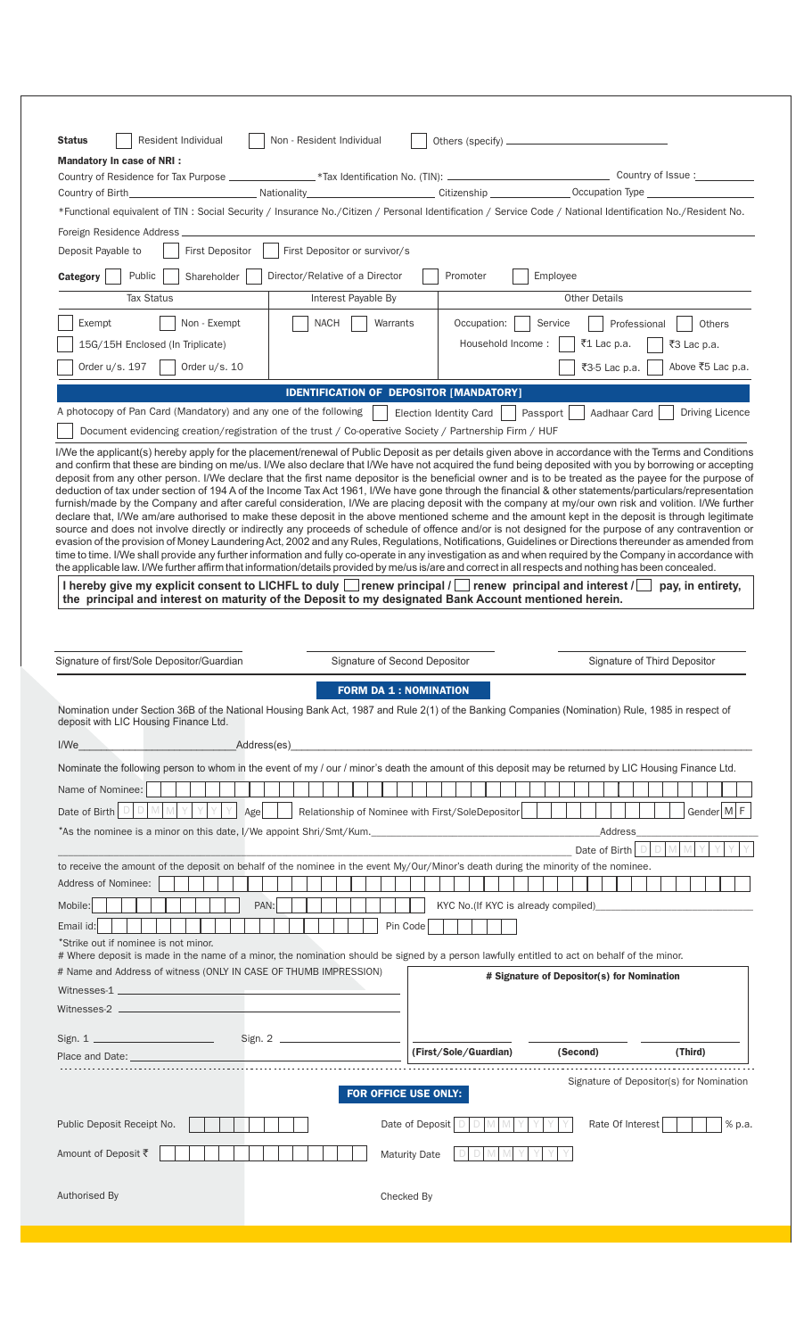**Status** ☐ Resident Individual ☐ Non - Resident Individual ☐ Others (specify) ____________________

**Mandatory In case of NRI :**

Country of Residence for Tax Purpose ______________ *Tax Identification No. (TIN): ______________ Country of Issue : __________

Country of Birth ______________ Nationality ______________ Citizenship ______________ Occupation Type ______________

*Functional equivalent of TIN : Social Security / Insurance No./Citizen / Personal Identification / Service Code / National Identification No./Resident No.

Foreign Residence Address ____________________

Deposit Payable to ☐ First Depositor ☐ First Depositor or survivor/s

**Category** ☐ Public ☐ Shareholder ☐ Director/Relative of a Director ☐ Promoter ☐ Employee

| Tax Status | Interest Payable By | Other Details |
|---|---|---|
| ☐ Exempt ☐ Non - Exempt | ☐ NACH ☐ Warrants | Occupation: ☐ Service ☐ Professional ☐ Others |
| ☐ 15G/15H Enclosed (In Triplicate) | | Household Income : ☐ ₹1 Lac p.a. ☐ ₹3 Lac p.a. |
| ☐ Order u/s. 197 ☐ Order u/s. 10 | | ☐ ₹3-5 Lac p.a. ☐ Above ₹5 Lac p.a. |

## IDENTIFICATION OF DEPOSITOR [MANDATORY]

A photocopy of Pan Card (Mandatory) and any one of the following ☐ Election Identity Card ☐ Passport ☐ Aadhaar Card ☐ Driving Licence

☐ Document evidencing creation/registration of the trust / Co-operative Society / Partnership Firm / HUF

I/We the applicant(s) hereby apply for the placement/renewal of Public Deposit as per details given above in accordance with the Terms and Conditions and confirm that these are binding on me/us. I/We also declare that I/We have not acquired the fund being deposited with you by borrowing or accepting deposit from any other person. I/We declare that the first name depositor is the beneficial owner and is to be treated as the payee for the purpose of deduction of tax under section of 194 A of the Income Tax Act 1961, I/We have gone through the financial & other statements/particulars/representation furnish/made by the Company and after careful consideration, I/We are placing deposit with the company at my/our own risk and volition. I/We further declare that, I/We am/are authorised to make these deposit in the above mentioned scheme and the amount kept in the deposit is through legitimate source and does not involve directly or indirectly any proceeds of schedule of offence and/or is not designed for the purpose of any contravention or evasion of the provision of Money Laundering Act, 2002 and any Rules, Regulations, Notifications, Guidelines or Directions thereunder as amended from time to time. I/We shall provide any further information and fully co-operate in any investigation as and when required by the Company in accordance with the applicable law. I/We further affirm that information/details provided by me/us is/are and correct in all respects and nothing has been concealed.

**I hereby give my explicit consent to LICHFL to duly ☐ renew principal / ☐ renew principal and interest / ☐ pay, in entirety, the principal and interest on maturity of the Deposit to my designated Bank Account mentioned herein.**

Signature of first/Sole Depositor/Guardian    Signature of Second Depositor    Signature of Third Depositor

## FORM DA 1 : NOMINATION

Nomination under Section 36B of the National Housing Bank Act, 1987 and Rule 2(1) of the Banking Companies (Nomination) Rule, 1985 in respect of deposit with LIC Housing Finance Ltd.

I/We ____________________ Address(es) ____________________

Nominate the following person to whom in the event of my / our / minor's death the amount of this deposit may be returned by LIC Housing Finance Ltd.

Name of Nominee: ____________________

Date of Birth D D M M Y Y Y Y Age ____ Relationship of Nominee with First/SoleDepositor ____________ Gender M F

*As the nominee is a minor on this date, I/We appoint Shri/Smt/Kum. ____________________ Address ____________________ Date of Birth D D M M Y Y Y Y

to receive the amount of the deposit on behalf of the nominee in the event My/Our/Minor's death during the minority of the nominee.

Address of Nominee: ____________________

Mobile: ____________ PAN: ____________ KYC No.(If KYC is already compiled) ____________

Email id: ____________________ Pin Code ____________

*Strike out if nominee is not minor.

# Where deposit is made in the name of a minor, the nomination should be signed by a person lawfully entitled to act on behalf of the minor.

# Name and Address of witness (ONLY IN CASE OF THUMB IMPRESSION)

Witnesses-1 ____________________

Witnesses-2 ____________________

Sign. 1 ____________ Sign. 2 ____________

Place and Date: ____________________

**# Signature of Depositor(s) for Nomination**

(First/Sole/Guardian)    (Second)    (Third)

Signature of Depositor(s) for Nomination

## FOR OFFICE USE ONLY:

Public Deposit Receipt No. ____________ Date of Deposit D D M M Y Y Y Y Rate Of Interest ______ % p.a.

Amount of Deposit ₹ ____________ Maturity Date D D M M Y Y Y Y

Authorised By    Checked By